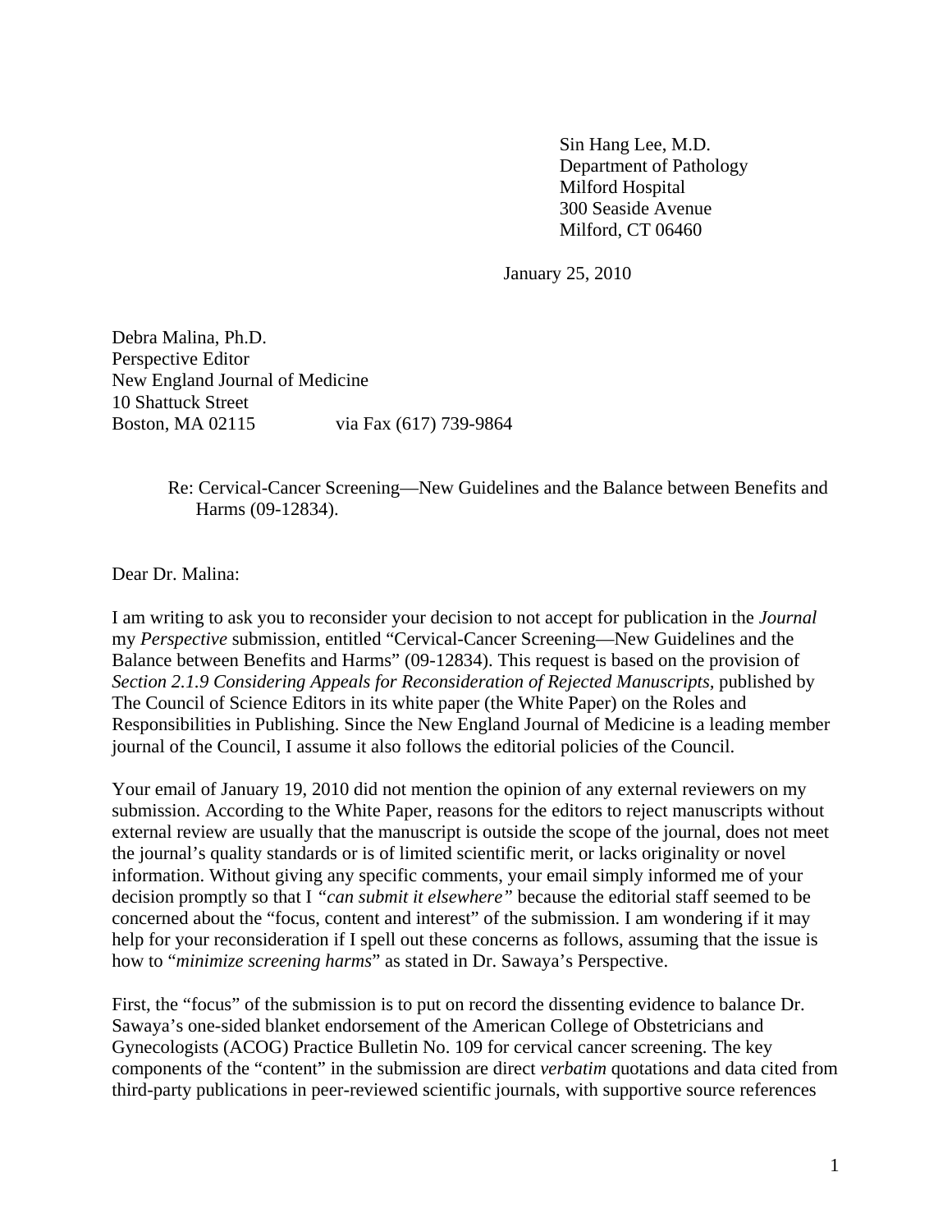Sin Hang Lee, M.D.
Department of Pathology
Milford Hospital
300 Seaside Avenue
Milford, CT 06460

January 25, 2010

Debra Malina, Ph.D.
Perspective Editor
New England Journal of Medicine
10 Shattuck Street
Boston, MA 02115 via Fax (617) 739-9864

Re: Cervical-Cancer Screening—New Guidelines and the Balance between Benefits and Harms (09-12834).

Dear Dr. Malina:

I am writing to ask you to reconsider your decision to not accept for publication in the *Journal* my *Perspective* submission, entitled "Cervical-Cancer Screening—New Guidelines and the Balance between Benefits and Harms" (09-12834). This request is based on the provision of *Section 2.1.9 Considering Appeals for Reconsideration of Rejected Manuscripts,* published by The Council of Science Editors in its white paper (the White Paper) on the Roles and Responsibilities in Publishing. Since the New England Journal of Medicine is a leading member journal of the Council, I assume it also follows the editorial policies of the Council.

Your email of January 19, 2010 did not mention the opinion of any external reviewers on my submission. According to the White Paper, reasons for the editors to reject manuscripts without external review are usually that the manuscript is outside the scope of the journal, does not meet the journal's quality standards or is of limited scientific merit, or lacks originality or novel information. Without giving any specific comments, your email simply informed me of your decision promptly so that I *"can submit it elsewhere"* because the editorial staff seemed to be concerned about the "focus, content and interest" of the submission. I am wondering if it may help for your reconsideration if I spell out these concerns as follows, assuming that the issue is how to "*minimize screening harms*" as stated in Dr. Sawaya's Perspective.

First, the "focus" of the submission is to put on record the dissenting evidence to balance Dr. Sawaya's one-sided blanket endorsement of the American College of Obstetricians and Gynecologists (ACOG) Practice Bulletin No. 109 for cervical cancer screening. The key components of the "content" in the submission are direct *verbatim* quotations and data cited from third-party publications in peer-reviewed scientific journals, with supportive source references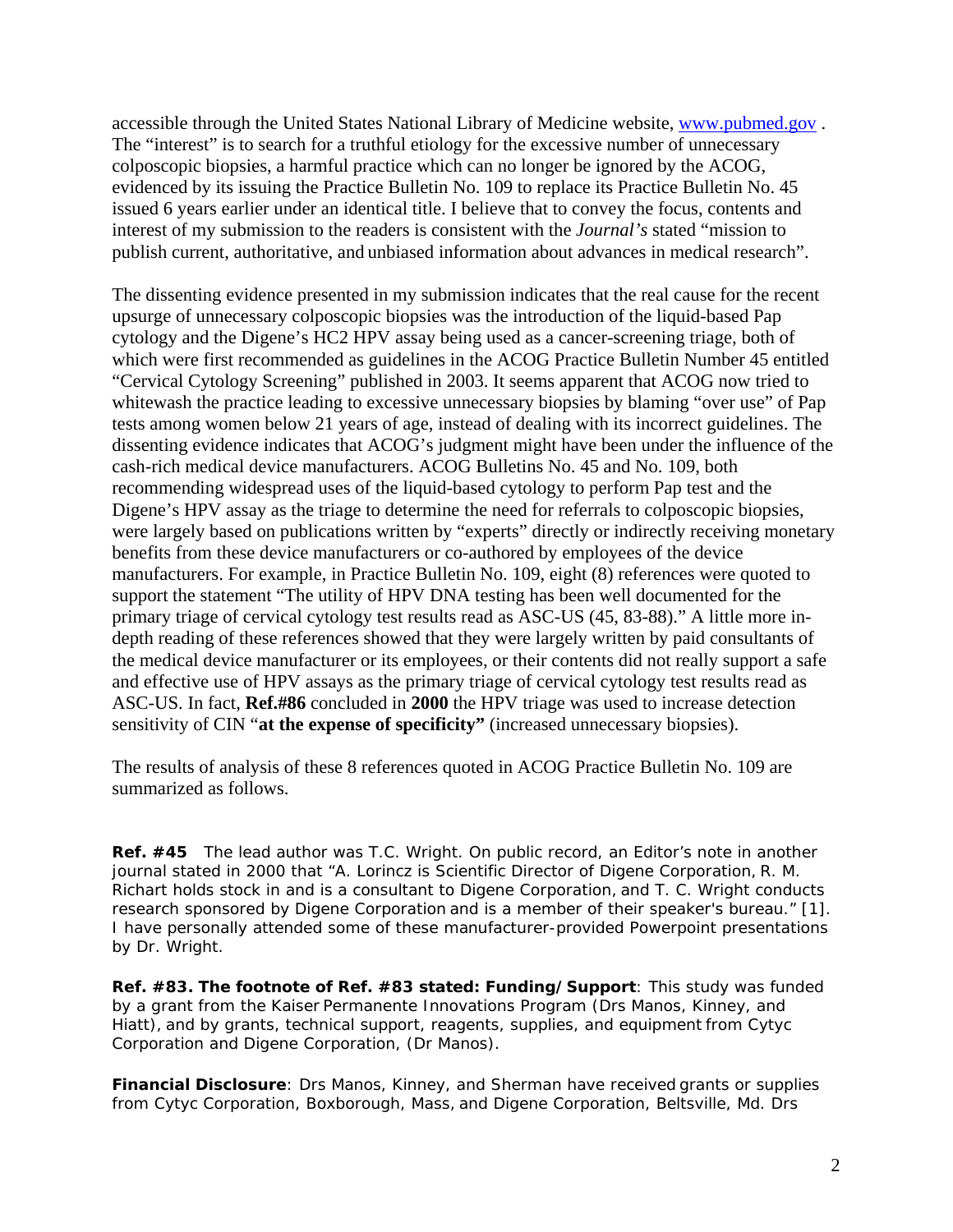accessible through the United States National Library of Medicine website, [www.pubmed.gov](http://www.pubmed.gov) . The "interest" is to search for a truthful etiology for the excessive number of unnecessary colposcopic biopsies, a harmful practice which can no longer be ignored by the ACOG, evidenced by its issuing the Practice Bulletin No. 109 to replace its Practice Bulletin No. 45 issued 6 years earlier under an identical title. I believe that to convey the focus, contents and interest of my submission to the readers is consistent with the *Journal's* stated "mission to publish current, authoritative, and unbiased information about advances in medical research".

The dissenting evidence presented in my submission indicates that the real cause for the recent upsurge of unnecessary colposcopic biopsies was the introduction of the liquid-based Pap cytology and the Digene's HC2 HPV assay being used as a cancer-screening triage, both of which were first recommended as guidelines in the ACOG Practice Bulletin Number 45 entitled "Cervical Cytology Screening" published in 2003. It seems apparent that ACOG now tried to whitewash the practice leading to excessive unnecessary biopsies by blaming "over use" of Pap tests among women below 21 years of age, instead of dealing with its incorrect guidelines. The dissenting evidence indicates that ACOG's judgment might have been under the influence of the cash-rich medical device manufacturers. ACOG Bulletins No. 45 and No. 109, both recommending widespread uses of the liquid-based cytology to perform Pap test and the Digene's HPV assay as the triage to determine the need for referrals to colposcopic biopsies, were largely based on publications written by "experts" directly or indirectly receiving monetary benefits from these device manufacturers or co-authored by employees of the device manufacturers. For example, in Practice Bulletin No. 109, eight (8) references were quoted to support the statement "The utility of HPV DNA testing has been well documented for the primary triage of cervical cytology test results read as ASC-US (45, 83-88)." A little more in-depth reading of these references showed that they were largely written by paid consultants of the medical device manufacturer or its employees, or their contents did not really support a safe and effective use of HPV assays as the primary triage of cervical cytology test results read as ASC-US. In fact, **Ref.#86** concluded in **2000** the HPV triage was used to increase detection sensitivity of CIN "**at the expense of specificity"** (increased unnecessary biopsies).

The results of analysis of these 8 references quoted in ACOG Practice Bulletin No. 109 are summarized as follows.

**Ref. #45** The lead author was T.C. Wright. On public record, an Editor's note in another journal stated in 2000 that "A. Lorincz is Scientific Director of Digene Corporation, R. M. Richart holds stock in and is a consultant to Digene Corporation, and T. C. Wright conducts research sponsored by Digene Corporation and is a member of their speaker's bureau." [1]. I have personally attended some of these manufacturer-provided Powerpoint presentations by Dr. Wright.

**Ref. #83. The footnote of Ref. #83 stated: Funding/Support**: This study was funded by a grant from the Kaiser Permanente Innovations Program (Drs Manos, Kinney, and Hiatt), and by grants, technical support, reagents, supplies, and equipment from Cytyc Corporation and Digene Corporation, (Dr Manos).

**Financial Disclosure**: Drs Manos, Kinney, and Sherman have received grants or supplies from Cytyc Corporation, Boxborough, Mass, and Digene Corporation, Beltsville, Md. Drs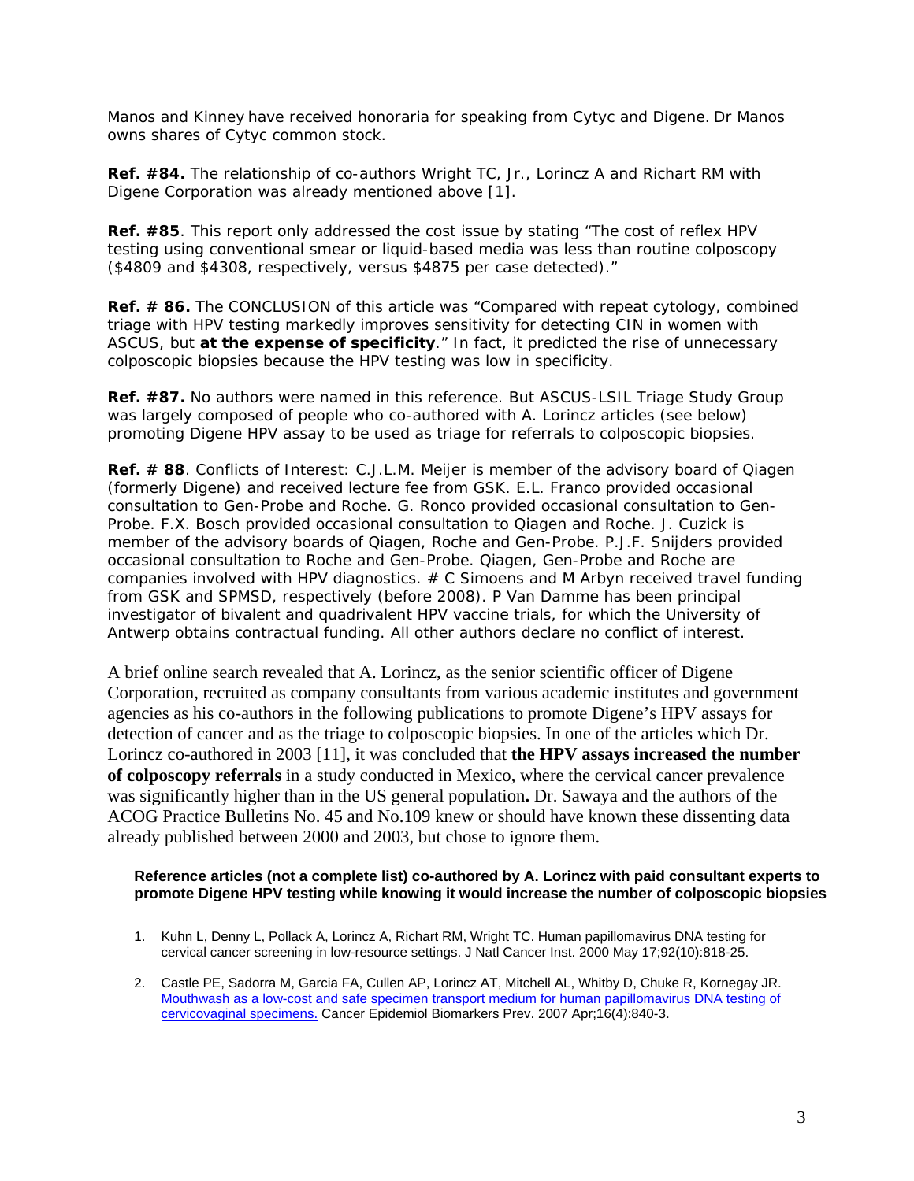Manos and Kinney have received honoraria for speaking from Cytyc and Digene. Dr Manos owns shares of Cytyc common stock.

**Ref. #84.** The relationship of co-authors Wright TC, Jr., Lorincz A and Richart RM with Digene Corporation was already mentioned above [1].

**Ref. #85**. This report only addressed the cost issue by stating "The cost of reflex HPV testing using conventional smear or liquid-based media was less than routine colposcopy ($4809 and $4308, respectively, versus $4875 per case detected)."

**Ref. # 86.** The CONCLUSION of this article was "Compared with repeat cytology, combined triage with HPV testing markedly improves sensitivity for detecting CIN in women with ASCUS, but **at the expense of specificity**." In fact, it predicted the rise of unnecessary colposcopic biopsies because the HPV testing was low in specificity.

**Ref. #87.** No authors were named in this reference. But ASCUS-LSIL Triage Study Group was largely composed of people who co-authored with A. Lorincz articles (see below) promoting Digene HPV assay to be used as triage for referrals to colposcopic biopsies.

**Ref. # 88**. Conflicts of Interest: C.J.L.M. Meijer is member of the advisory board of Qiagen (formerly Digene) and received lecture fee from GSK. E.L. Franco provided occasional consultation to Gen-Probe and Roche. G. Ronco provided occasional consultation to Gen-Probe. F.X. Bosch provided occasional consultation to Qiagen and Roche. J. Cuzick is member of the advisory boards of Qiagen, Roche and Gen-Probe. P.J.F. Snijders provided occasional consultation to Roche and Gen-Probe. Qiagen, Gen-Probe and Roche are companies involved with HPV diagnostics. # C Simoens and M Arbyn received travel funding from GSK and SPMSD, respectively (before 2008). P Van Damme has been principal investigator of bivalent and quadrivalent HPV vaccine trials, for which the University of Antwerp obtains contractual funding. All other authors declare no conflict of interest.

A brief online search revealed that A. Lorincz, as the senior scientific officer of Digene Corporation, recruited as company consultants from various academic institutes and government agencies as his co-authors in the following publications to promote Digene's HPV assays for detection of cancer and as the triage to colposcopic biopsies. In one of the articles which Dr. Lorincz co-authored in 2003 [11], it was concluded that **the HPV assays increased the number of colposcopy referrals** in a study conducted in Mexico, where the cervical cancer prevalence was significantly higher than in the US general population**.** Dr. Sawaya and the authors of the ACOG Practice Bulletins No. 45 and No.109 knew or should have known these dissenting data already published between 2000 and 2003, but chose to ignore them.

**Reference articles (not a complete list) co-authored by A. Lorincz with paid consultant experts to promote Digene HPV testing while knowing it would increase the number of colposcopic biopsies**

1. Kuhn L, Denny L, Pollack A, Lorincz A, Richart RM, Wright TC. Human papillomavirus DNA testing for cervical cancer screening in low-resource settings. J Natl Cancer Inst. 2000 May 17;92(10):818-25.

2. Castle PE, Sadorra M, Garcia FA, Cullen AP, Lorincz AT, Mitchell AL, Whitby D, Chuke R, Kornegay JR. Mouthwash as a low-cost and safe specimen transport medium for human papillomavirus DNA testing of cervicovaginal specimens. Cancer Epidemiol Biomarkers Prev. 2007 Apr;16(4):840-3.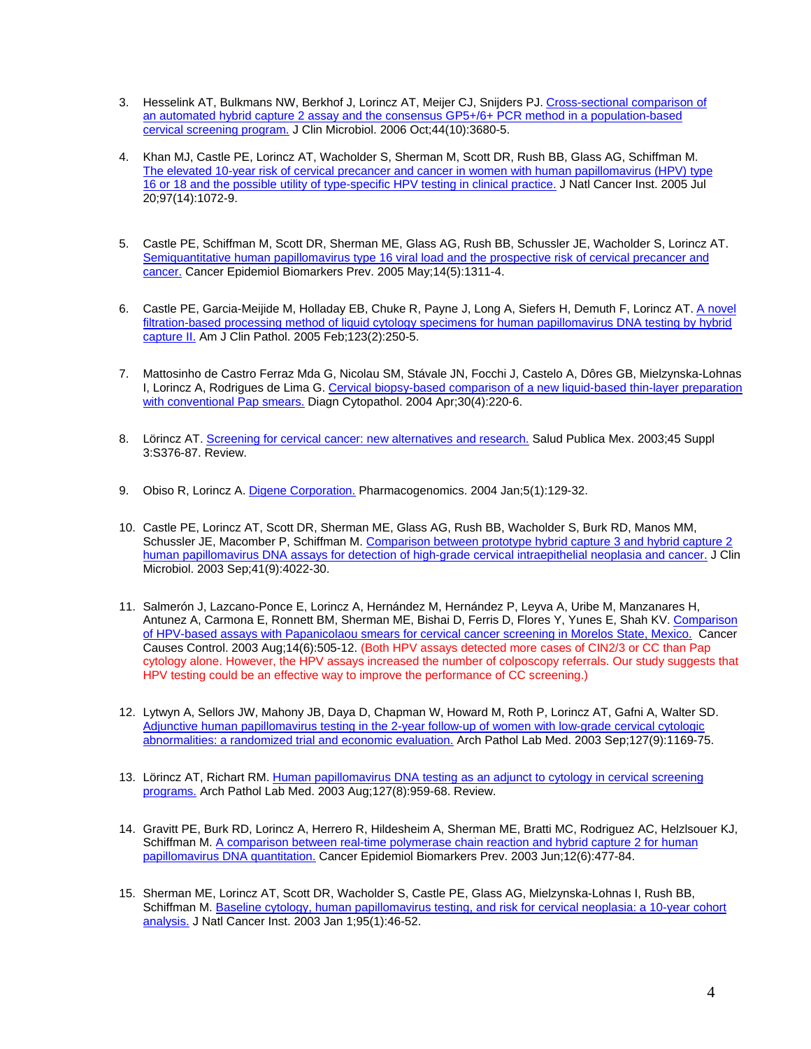3. Hesselink AT, Bulkmans NW, Berkhof J, Lorincz AT, Meijer CJ, Snijders PJ. Cross-sectional comparison of an automated hybrid capture 2 assay and the consensus GP5+/6+ PCR method in a population-based cervical screening program. J Clin Microbiol. 2006 Oct;44(10):3680-5.

4. Khan MJ, Castle PE, Lorincz AT, Wacholder S, Sherman M, Scott DR, Rush BB, Glass AG, Schiffman M. The elevated 10-year risk of cervical precancer and cancer in women with human papillomavirus (HPV) type 16 or 18 and the possible utility of type-specific HPV testing in clinical practice. J Natl Cancer Inst. 2005 Jul 20;97(14):1072-9.

5. Castle PE, Schiffman M, Scott DR, Sherman ME, Glass AG, Rush BB, Schussler JE, Wacholder S, Lorincz AT. Semiquantitative human papillomavirus type 16 viral load and the prospective risk of cervical precancer and cancer. Cancer Epidemiol Biomarkers Prev. 2005 May;14(5):1311-4.

6. Castle PE, Garcia-Meijide M, Holladay EB, Chuke R, Payne J, Long A, Siefers H, Demuth F, Lorincz AT. A novel filtration-based processing method of liquid cytology specimens for human papillomavirus DNA testing by hybrid capture II. Am J Clin Pathol. 2005 Feb;123(2):250-5.

7. Mattosinho de Castro Ferraz Mda G, Nicolau SM, Stávale JN, Focchi J, Castelo A, Dôres GB, Mielzynska-Lohnas I, Lorincz A, Rodrigues de Lima G. Cervical biopsy-based comparison of a new liquid-based thin-layer preparation with conventional Pap smears. Diagn Cytopathol. 2004 Apr;30(4):220-6.

8. Lörincz AT. Screening for cervical cancer: new alternatives and research. Salud Publica Mex. 2003;45 Suppl 3:S376-87. Review.

9. Obiso R, Lorincz A. Digene Corporation. Pharmacogenomics. 2004 Jan;5(1):129-32.

10. Castle PE, Lorincz AT, Scott DR, Sherman ME, Glass AG, Rush BB, Wacholder S, Burk RD, Manos MM, Schussler JE, Macomber P, Schiffman M. Comparison between prototype hybrid capture 3 and hybrid capture 2 human papillomavirus DNA assays for detection of high-grade cervical intraepithelial neoplasia and cancer. J Clin Microbiol. 2003 Sep;41(9):4022-30.

11. Salmerón J, Lazcano-Ponce E, Lorincz A, Hernández M, Hernández P, Leyva A, Uribe M, Manzanares H, Antunez A, Carmona E, Ronnett BM, Sherman ME, Bishai D, Ferris D, Flores Y, Yunes E, Shah KV. Comparison of HPV-based assays with Papanicolaou smears for cervical cancer screening in Morelos State, Mexico. Cancer Causes Control. 2003 Aug;14(6):505-12. (Both HPV assays detected more cases of CIN2/3 or CC than Pap cytology alone. However, the HPV assays increased the number of colposcopy referrals. Our study suggests that HPV testing could be an effective way to improve the performance of CC screening.)

12. Lytwyn A, Sellors JW, Mahony JB, Daya D, Chapman W, Howard M, Roth P, Lorincz AT, Gafni A, Walter SD. Adjunctive human papillomavirus testing in the 2-year follow-up of women with low-grade cervical cytologic abnormalities: a randomized trial and economic evaluation. Arch Pathol Lab Med. 2003 Sep;127(9):1169-75.

13. Lörincz AT, Richart RM. Human papillomavirus DNA testing as an adjunct to cytology in cervical screening programs. Arch Pathol Lab Med. 2003 Aug;127(8):959-68. Review.

14. Gravitt PE, Burk RD, Lorincz A, Herrero R, Hildesheim A, Sherman ME, Bratti MC, Rodriguez AC, Helzlsouer KJ, Schiffman M. A comparison between real-time polymerase chain reaction and hybrid capture 2 for human papillomavirus DNA quantitation. Cancer Epidemiol Biomarkers Prev. 2003 Jun;12(6):477-84.

15. Sherman ME, Lorincz AT, Scott DR, Wacholder S, Castle PE, Glass AG, Mielzynska-Lohnas I, Rush BB, Schiffman M. Baseline cytology, human papillomavirus testing, and risk for cervical neoplasia: a 10-year cohort analysis. J Natl Cancer Inst. 2003 Jan 1;95(1):46-52.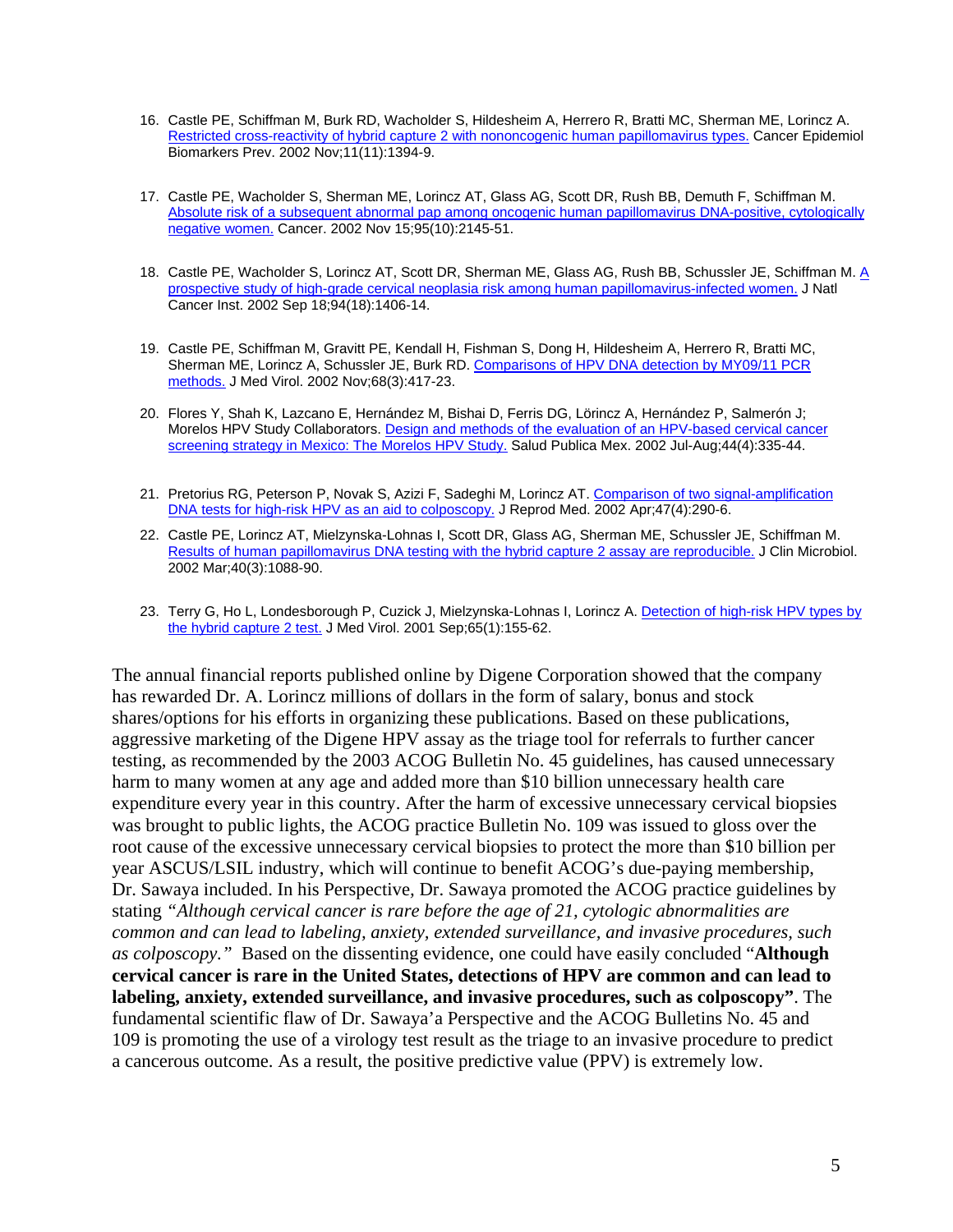16. Castle PE, Schiffman M, Burk RD, Wacholder S, Hildesheim A, Herrero R, Bratti MC, Sherman ME, Lorincz A. Restricted cross-reactivity of hybrid capture 2 with nononcogenic human papillomavirus types. Cancer Epidemiol Biomarkers Prev. 2002 Nov;11(11):1394-9.

17. Castle PE, Wacholder S, Sherman ME, Lorincz AT, Glass AG, Scott DR, Rush BB, Demuth F, Schiffman M. Absolute risk of a subsequent abnormal pap among oncogenic human papillomavirus DNA-positive, cytologically negative women. Cancer. 2002 Nov 15;95(10):2145-51.

18. Castle PE, Wacholder S, Lorincz AT, Scott DR, Sherman ME, Glass AG, Rush BB, Schussler JE, Schiffman M. A prospective study of high-grade cervical neoplasia risk among human papillomavirus-infected women. J Natl Cancer Inst. 2002 Sep 18;94(18):1406-14.

19. Castle PE, Schiffman M, Gravitt PE, Kendall H, Fishman S, Dong H, Hildesheim A, Herrero R, Bratti MC, Sherman ME, Lorincz A, Schussler JE, Burk RD. Comparisons of HPV DNA detection by MY09/11 PCR methods. J Med Virol. 2002 Nov;68(3):417-23.

20. Flores Y, Shah K, Lazcano E, Hernández M, Bishai D, Ferris DG, Lörincz A, Hernández P, Salmerón J; Morelos HPV Study Collaborators. Design and methods of the evaluation of an HPV-based cervical cancer screening strategy in Mexico: The Morelos HPV Study. Salud Publica Mex. 2002 Jul-Aug;44(4):335-44.

21. Pretorius RG, Peterson P, Novak S, Azizi F, Sadeghi M, Lorincz AT. Comparison of two signal-amplification DNA tests for high-risk HPV as an aid to colposcopy. J Reprod Med. 2002 Apr;47(4):290-6.

22. Castle PE, Lorincz AT, Mielzynska-Lohnas I, Scott DR, Glass AG, Sherman ME, Schussler JE, Schiffman M. Results of human papillomavirus DNA testing with the hybrid capture 2 assay are reproducible. J Clin Microbiol. 2002 Mar;40(3):1088-90.

23. Terry G, Ho L, Londesborough P, Cuzick J, Mielzynska-Lohnas I, Lorincz A. Detection of high-risk HPV types by the hybrid capture 2 test. J Med Virol. 2001 Sep;65(1):155-62.

The annual financial reports published online by Digene Corporation showed that the company has rewarded Dr. A. Lorincz millions of dollars in the form of salary, bonus and stock shares/options for his efforts in organizing these publications. Based on these publications, aggressive marketing of the Digene HPV assay as the triage tool for referrals to further cancer testing, as recommended by the 2003 ACOG Bulletin No. 45 guidelines, has caused unnecessary harm to many women at any age and added more than $10 billion unnecessary health care expenditure every year in this country. After the harm of excessive unnecessary cervical biopsies was brought to public lights, the ACOG practice Bulletin No. 109 was issued to gloss over the root cause of the excessive unnecessary cervical biopsies to protect the more than $10 billion per year ASCUS/LSIL industry, which will continue to benefit ACOG's due-paying membership, Dr. Sawaya included. In his Perspective, Dr. Sawaya promoted the ACOG practice guidelines by stating *"Although cervical cancer is rare before the age of 21, cytologic abnormalities are common and can lead to labeling, anxiety, extended surveillance, and invasive procedures, such as colposcopy."* Based on the dissenting evidence, one could have easily concluded "**Although cervical cancer is rare in the United States, detections of HPV are common and can lead to labeling, anxiety, extended surveillance, and invasive procedures, such as colposcopy**". The fundamental scientific flaw of Dr. Sawaya'a Perspective and the ACOG Bulletins No. 45 and 109 is promoting the use of a virology test result as the triage to an invasive procedure to predict a cancerous outcome. As a result, the positive predictive value (PPV) is extremely low.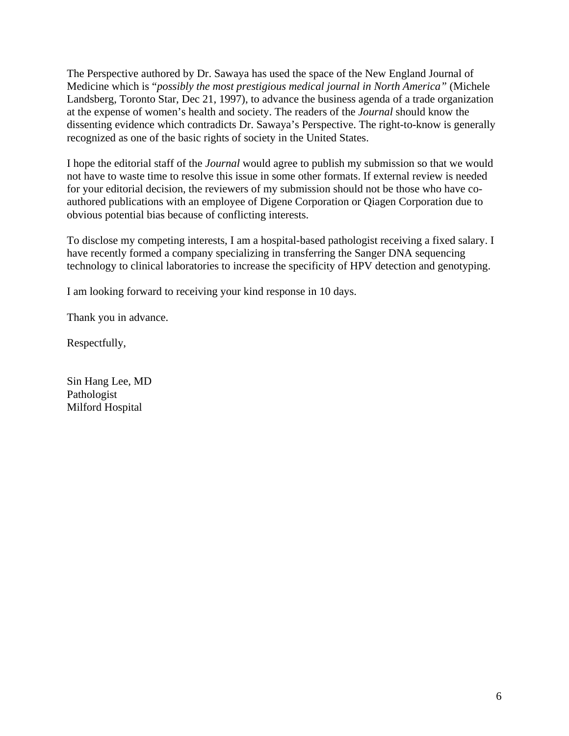The Perspective authored by Dr. Sawaya has used the space of the New England Journal of Medicine which is "*possibly the most prestigious medical journal in North America*" (Michele Landsberg, Toronto Star, Dec 21, 1997), to advance the business agenda of a trade organization at the expense of women's health and society. The readers of the *Journal* should know the dissenting evidence which contradicts Dr. Sawaya's Perspective. The right-to-know is generally recognized as one of the basic rights of society in the United States.

I hope the editorial staff of the *Journal* would agree to publish my submission so that we would not have to waste time to resolve this issue in some other formats. If external review is needed for your editorial decision, the reviewers of my submission should not be those who have co-authored publications with an employee of Digene Corporation or Qiagen Corporation due to obvious potential bias because of conflicting interests.

To disclose my competing interests, I am a hospital-based pathologist receiving a fixed salary. I have recently formed a company specializing in transferring the Sanger DNA sequencing technology to clinical laboratories to increase the specificity of HPV detection and genotyping.

I am looking forward to receiving your kind response in 10 days.

Thank you in advance.

Respectfully,

Sin Hang Lee, MD
Pathologist
Milford Hospital